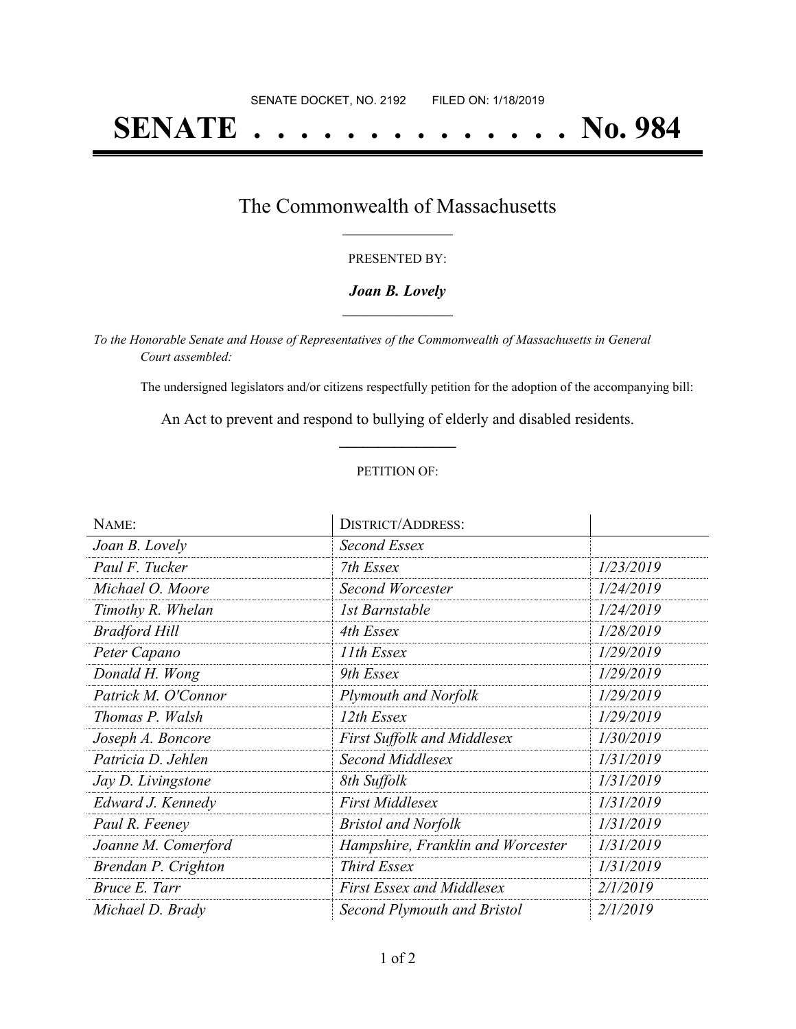SENATE DOCKET, NO. 2192 FILED ON: 1/18/2019

# SENATE . . . . . . . . . . . . . . No. 984

## The Commonwealth of Massachusetts

PRESENTED BY:

***Joan B. Lovely***

*To the Honorable Senate and House of Representatives of the Commonwealth of Massachusetts in General Court assembled:*

The undersigned legislators and/or citizens respectfully petition for the adoption of the accompanying bill:

An Act to prevent and respond to bullying of elderly and disabled residents.

PETITION OF:

| NAME: | DISTRICT/ADDRESS: | |
|---|---|---|
| *Joan B. Lovely* | *Second Essex* | |
| *Paul F. Tucker* | *7th Essex* | *1/23/2019* |
| *Michael O. Moore* | *Second Worcester* | *1/24/2019* |
| *Timothy R. Whelan* | *1st Barnstable* | *1/24/2019* |
| *Bradford Hill* | *4th Essex* | *1/28/2019* |
| *Peter Capano* | *11th Essex* | *1/29/2019* |
| *Donald H. Wong* | *9th Essex* | *1/29/2019* |
| *Patrick M. O'Connor* | *Plymouth and Norfolk* | *1/29/2019* |
| *Thomas P. Walsh* | *12th Essex* | *1/29/2019* |
| *Joseph A. Boncore* | *First Suffolk and Middlesex* | *1/30/2019* |
| *Patricia D. Jehlen* | *Second Middlesex* | *1/31/2019* |
| *Jay D. Livingstone* | *8th Suffolk* | *1/31/2019* |
| *Edward J. Kennedy* | *First Middlesex* | *1/31/2019* |
| *Paul R. Feeney* | *Bristol and Norfolk* | *1/31/2019* |
| *Joanne M. Comerford* | *Hampshire, Franklin and Worcester* | *1/31/2019* |
| *Brendan P. Crighton* | *Third Essex* | *1/31/2019* |
| *Bruce E. Tarr* | *First Essex and Middlesex* | *2/1/2019* |
| *Michael D. Brady* | *Second Plymouth and Bristol* | *2/1/2019* |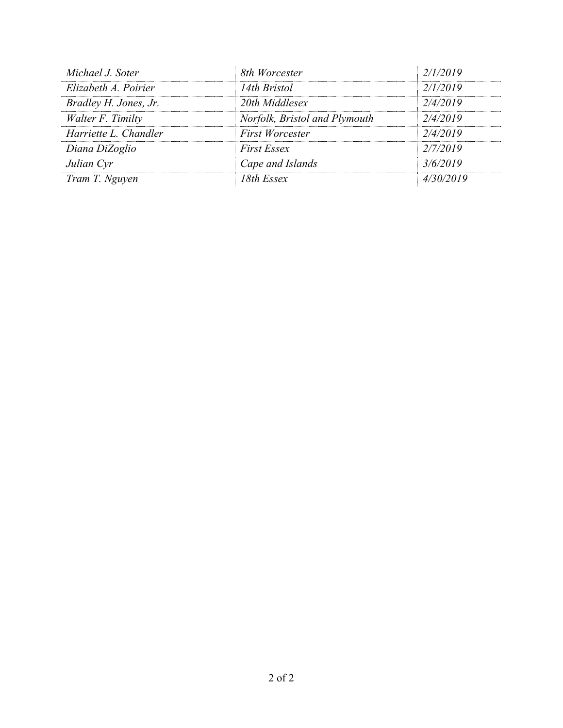| | | |
|---|---|---|
| *Michael J. Soter* | *8th Worcester* | *2/1/2019* |
| *Elizabeth A. Poirier* | *14th Bristol* | *2/1/2019* |
| *Bradley H. Jones, Jr.* | *20th Middlesex* | *2/4/2019* |
| *Walter F. Timilty* | *Norfolk, Bristol and Plymouth* | *2/4/2019* |
| *Harriette L. Chandler* | *First Worcester* | *2/4/2019* |
| *Diana DiZoglio* | *First Essex* | *2/7/2019* |
| *Julian Cyr* | *Cape and Islands* | *3/6/2019* |
| *Tram T. Nguyen* | *18th Essex* | *4/30/2019* |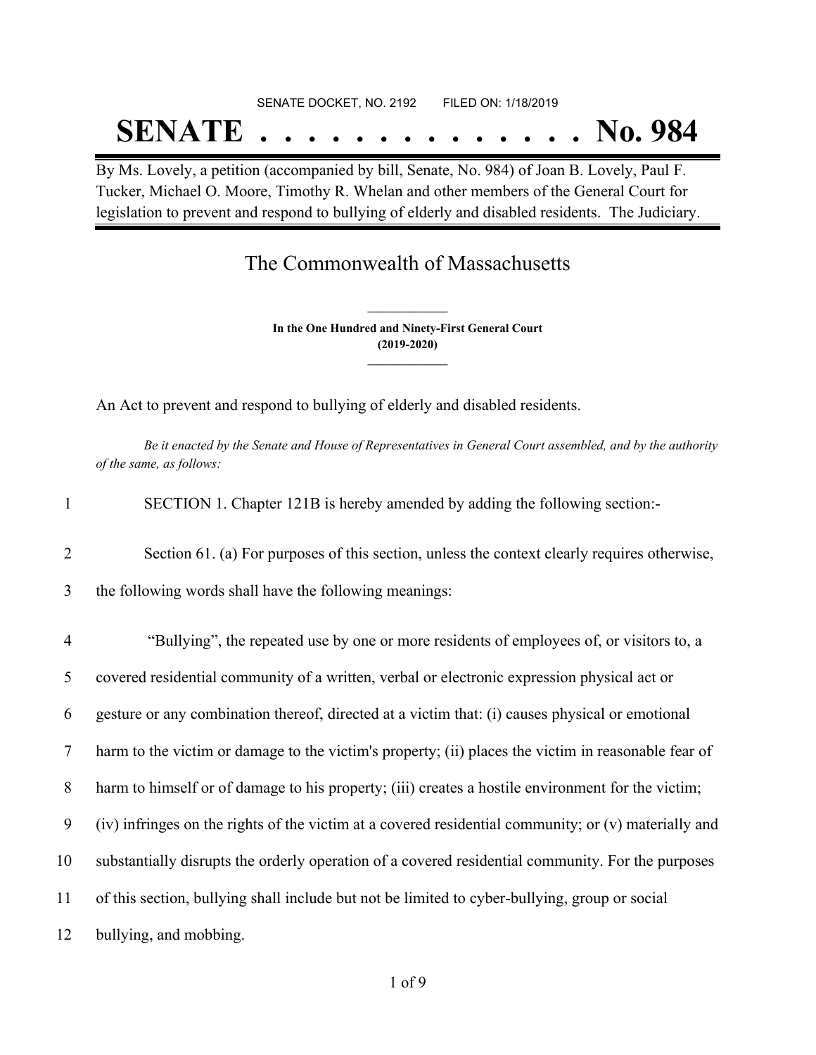SENATE DOCKET, NO. 2192 FILED ON: 1/18/2019

# SENATE . . . . . . . . . . . . . . No. 984

By Ms. Lovely, a petition (accompanied by bill, Senate, No. 984) of Joan B. Lovely, Paul F. Tucker, Michael O. Moore, Timothy R. Whelan and other members of the General Court for legislation to prevent and respond to bullying of elderly and disabled residents. The Judiciary.

## The Commonwealth of Massachusetts

**In the One Hundred and Ninety-First General Court**
**(2019-2020)**

An Act to prevent and respond to bullying of elderly and disabled residents.

*Be it enacted by the Senate and House of Representatives in General Court assembled, and by the authority of the same, as follows:*

1 SECTION 1. Chapter 121B is hereby amended by adding the following section:-

2 Section 61. (a) For purposes of this section, unless the context clearly requires otherwise,
3 the following words shall have the following meanings:

4 "Bullying", the repeated use by one or more residents of employees of, or visitors to, a
5 covered residential community of a written, verbal or electronic expression physical act or
6 gesture or any combination thereof, directed at a victim that: (i) causes physical or emotional
7 harm to the victim or damage to the victim's property; (ii) places the victim in reasonable fear of
8 harm to himself or of damage to his property; (iii) creates a hostile environment for the victim;
9 (iv) infringes on the rights of the victim at a covered residential community; or (v) materially and
10 substantially disrupts the orderly operation of a covered residential community. For the purposes
11 of this section, bullying shall include but not be limited to cyber-bullying, group or social
12 bullying, and mobbing.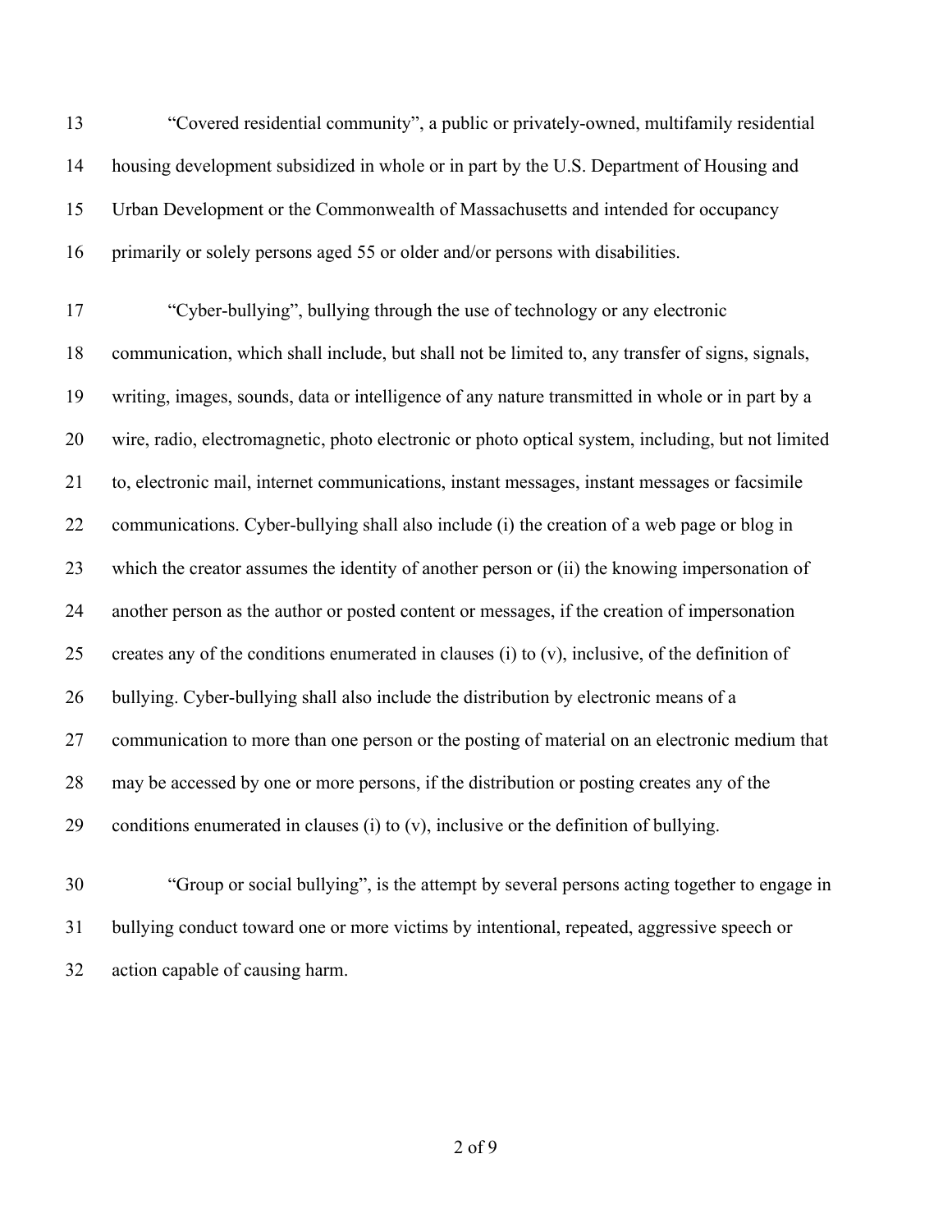"Covered residential community", a public or privately-owned, multifamily residential housing development subsidized in whole or in part by the U.S. Department of Housing and Urban Development or the Commonwealth of Massachusetts and intended for occupancy primarily or solely persons aged 55 or older and/or persons with disabilities.

"Cyber-bullying", bullying through the use of technology or any electronic communication, which shall include, but shall not be limited to, any transfer of signs, signals, writing, images, sounds, data or intelligence of any nature transmitted in whole or in part by a wire, radio, electromagnetic, photo electronic or photo optical system, including, but not limited to, electronic mail, internet communications, instant messages, instant messages or facsimile communications. Cyber-bullying shall also include (i) the creation of a web page or blog in which the creator assumes the identity of another person or (ii) the knowing impersonation of another person as the author or posted content or messages, if the creation of impersonation creates any of the conditions enumerated in clauses (i) to (v), inclusive, of the definition of bullying. Cyber-bullying shall also include the distribution by electronic means of a communication to more than one person or the posting of material on an electronic medium that may be accessed by one or more persons, if the distribution or posting creates any of the conditions enumerated in clauses (i) to (v), inclusive or the definition of bullying.

"Group or social bullying", is the attempt by several persons acting together to engage in bullying conduct toward one or more victims by intentional, repeated, aggressive speech or action capable of causing harm.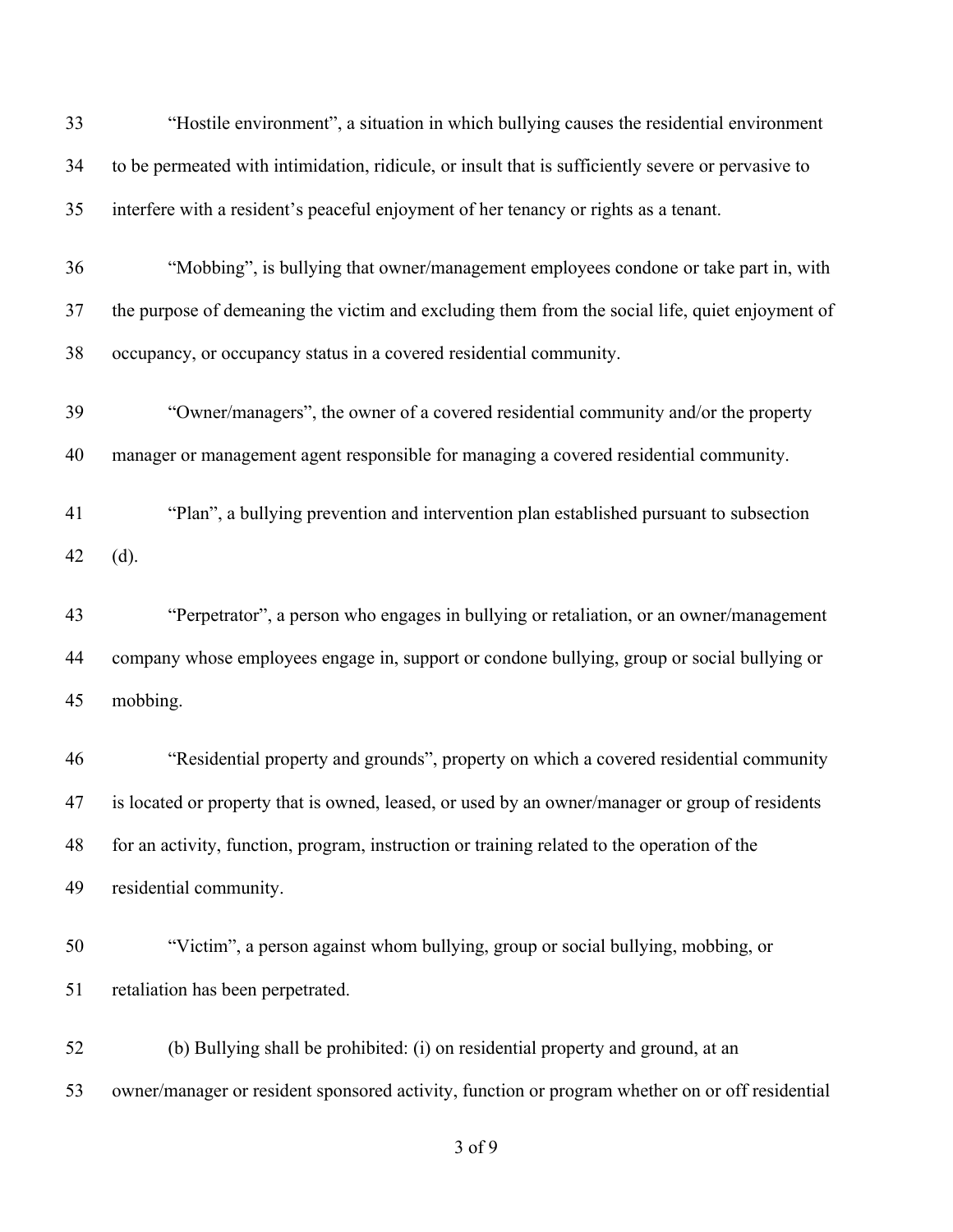"Hostile environment", a situation in which bullying causes the residential environment to be permeated with intimidation, ridicule, or insult that is sufficiently severe or pervasive to interfere with a resident's peaceful enjoyment of her tenancy or rights as a tenant.

"Mobbing", is bullying that owner/management employees condone or take part in, with the purpose of demeaning the victim and excluding them from the social life, quiet enjoyment of occupancy, or occupancy status in a covered residential community.

"Owner/managers", the owner of a covered residential community and/or the property manager or management agent responsible for managing a covered residential community.

"Plan", a bullying prevention and intervention plan established pursuant to subsection (d).

"Perpetrator", a person who engages in bullying or retaliation, or an owner/management company whose employees engage in, support or condone bullying, group or social bullying or mobbing.

"Residential property and grounds", property on which a covered residential community is located or property that is owned, leased, or used by an owner/manager or group of residents for an activity, function, program, instruction or training related to the operation of the residential community.

"Victim", a person against whom bullying, group or social bullying, mobbing, or retaliation has been perpetrated.

(b) Bullying shall be prohibited: (i) on residential property and ground, at an owner/manager or resident sponsored activity, function or program whether on or off residential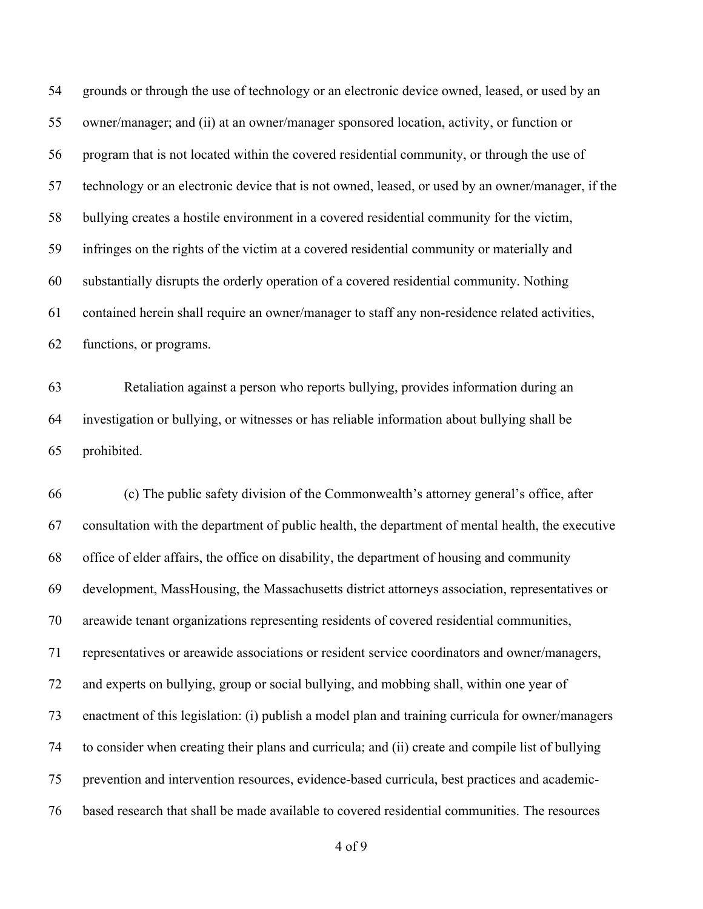grounds or through the use of technology or an electronic device owned, leased, or used by an owner/manager; and (ii) at an owner/manager sponsored location, activity, or function or program that is not located within the covered residential community, or through the use of technology or an electronic device that is not owned, leased, or used by an owner/manager, if the bullying creates a hostile environment in a covered residential community for the victim, infringes on the rights of the victim at a covered residential community or materially and substantially disrupts the orderly operation of a covered residential community. Nothing contained herein shall require an owner/manager to staff any non-residence related activities, functions, or programs.

Retaliation against a person who reports bullying, provides information during an investigation or bullying, or witnesses or has reliable information about bullying shall be prohibited.

(c) The public safety division of the Commonwealth's attorney general's office, after consultation with the department of public health, the department of mental health, the executive office of elder affairs, the office on disability, the department of housing and community development, MassHousing, the Massachusetts district attorneys association, representatives or areawide tenant organizations representing residents of covered residential communities, representatives or areawide associations or resident service coordinators and owner/managers, and experts on bullying, group or social bullying, and mobbing shall, within one year of enactment of this legislation: (i) publish a model plan and training curricula for owner/managers to consider when creating their plans and curricula; and (ii) create and compile list of bullying prevention and intervention resources, evidence-based curricula, best practices and academic-based research that shall be made available to covered residential communities. The resources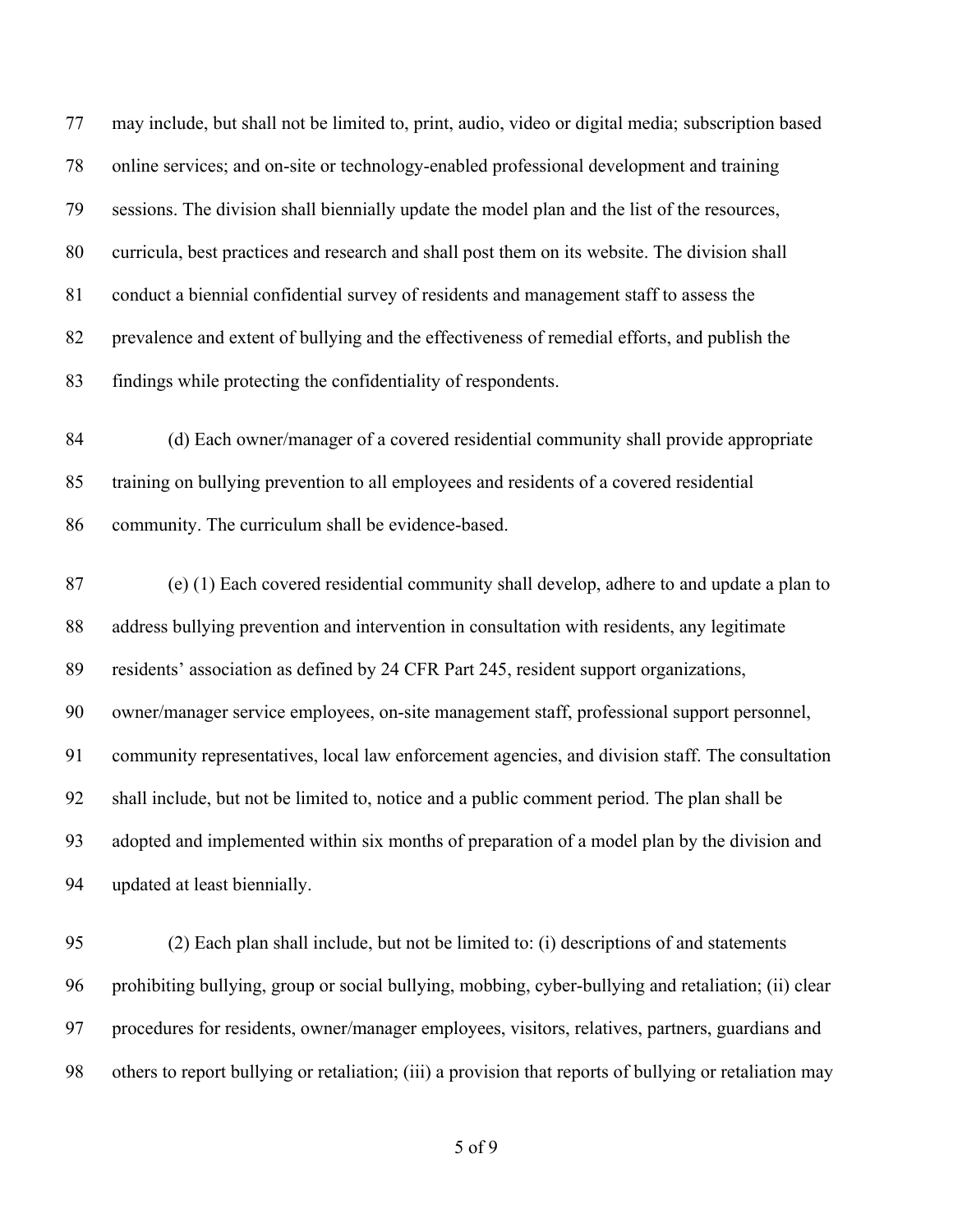77 may include, but shall not be limited to, print, audio, video or digital media; subscription based
78 online services; and on-site or technology-enabled professional development and training
79 sessions. The division shall biennially update the model plan and the list of the resources,
80 curricula, best practices and research and shall post them on its website. The division shall
81 conduct a biennial confidential survey of residents and management staff to assess the
82 prevalence and extent of bullying and the effectiveness of remedial efforts, and publish the
83 findings while protecting the confidentiality of respondents.

84 (d) Each owner/manager of a covered residential community shall provide appropriate
85 training on bullying prevention to all employees and residents of a covered residential
86 community. The curriculum shall be evidence-based.

87 (e) (1) Each covered residential community shall develop, adhere to and update a plan to
88 address bullying prevention and intervention in consultation with residents, any legitimate
89 residents' association as defined by 24 CFR Part 245, resident support organizations,
90 owner/manager service employees, on-site management staff, professional support personnel,
91 community representatives, local law enforcement agencies, and division staff. The consultation
92 shall include, but not be limited to, notice and a public comment period. The plan shall be
93 adopted and implemented within six months of preparation of a model plan by the division and
94 updated at least biennially.

95 (2) Each plan shall include, but not be limited to: (i) descriptions of and statements
96 prohibiting bullying, group or social bullying, mobbing, cyber-bullying and retaliation; (ii) clear
97 procedures for residents, owner/manager employees, visitors, relatives, partners, guardians and
98 others to report bullying or retaliation; (iii) a provision that reports of bullying or retaliation may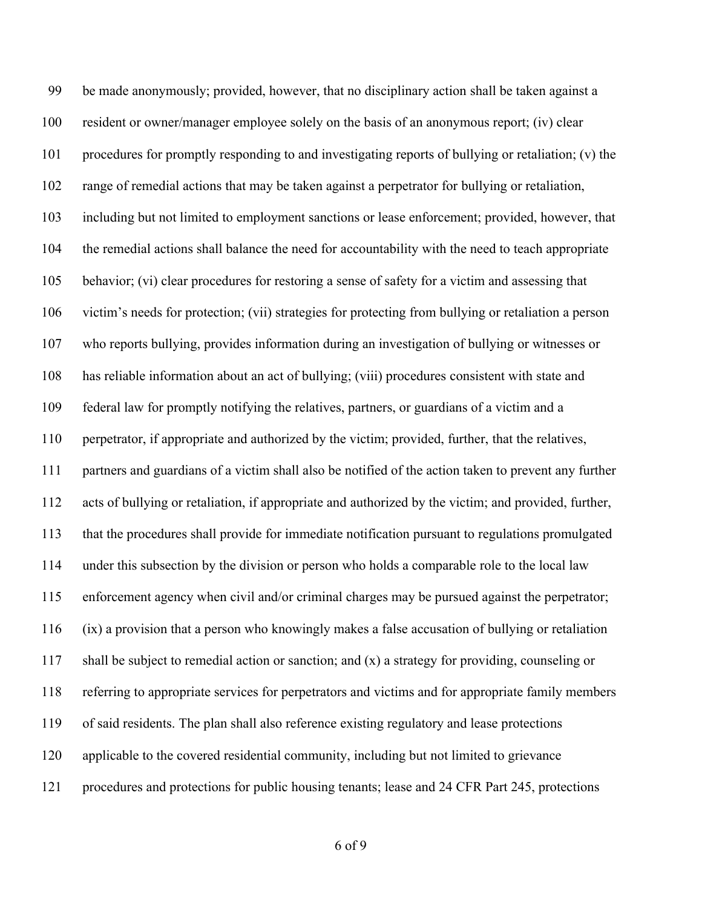be made anonymously; provided, however, that no disciplinary action shall be taken against a resident or owner/manager employee solely on the basis of an anonymous report; (iv) clear procedures for promptly responding to and investigating reports of bullying or retaliation; (v) the range of remedial actions that may be taken against a perpetrator for bullying or retaliation, including but not limited to employment sanctions or lease enforcement; provided, however, that the remedial actions shall balance the need for accountability with the need to teach appropriate behavior; (vi) clear procedures for restoring a sense of safety for a victim and assessing that victim's needs for protection; (vii) strategies for protecting from bullying or retaliation a person who reports bullying, provides information during an investigation of bullying or witnesses or has reliable information about an act of bullying; (viii) procedures consistent with state and federal law for promptly notifying the relatives, partners, or guardians of a victim and a perpetrator, if appropriate and authorized by the victim; provided, further, that the relatives, partners and guardians of a victim shall also be notified of the action taken to prevent any further acts of bullying or retaliation, if appropriate and authorized by the victim; and provided, further, that the procedures shall provide for immediate notification pursuant to regulations promulgated under this subsection by the division or person who holds a comparable role to the local law enforcement agency when civil and/or criminal charges may be pursued against the perpetrator; (ix) a provision that a person who knowingly makes a false accusation of bullying or retaliation shall be subject to remedial action or sanction; and (x) a strategy for providing, counseling or referring to appropriate services for perpetrators and victims and for appropriate family members of said residents. The plan shall also reference existing regulatory and lease protections applicable to the covered residential community, including but not limited to grievance procedures and protections for public housing tenants; lease and 24 CFR Part 245, protections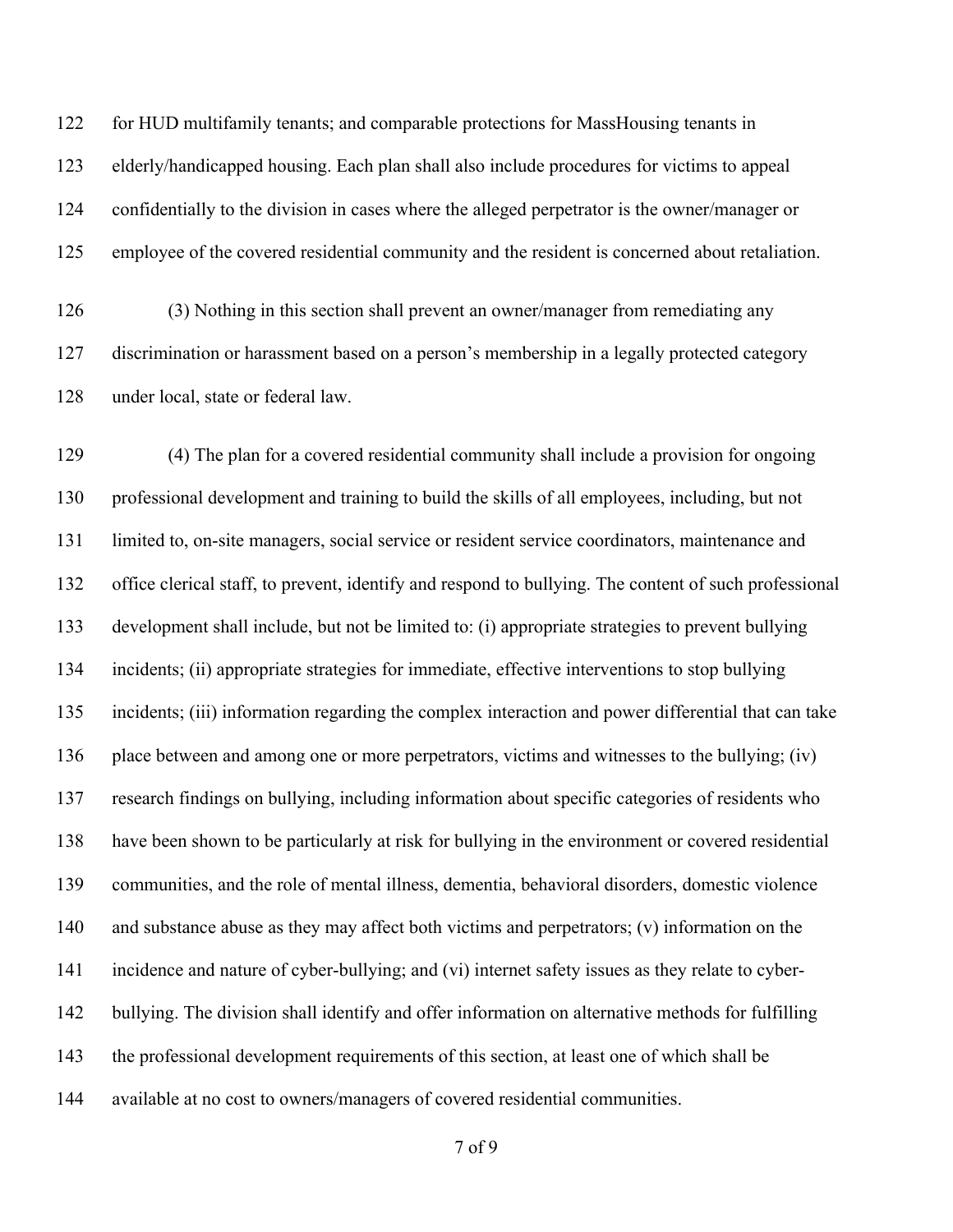for HUD multifamily tenants; and comparable protections for MassHousing tenants in elderly/handicapped housing. Each plan shall also include procedures for victims to appeal confidentially to the division in cases where the alleged perpetrator is the owner/manager or employee of the covered residential community and the resident is concerned about retaliation.

(3) Nothing in this section shall prevent an owner/manager from remediating any discrimination or harassment based on a person's membership in a legally protected category under local, state or federal law.

(4) The plan for a covered residential community shall include a provision for ongoing professional development and training to build the skills of all employees, including, but not limited to, on-site managers, social service or resident service coordinators, maintenance and office clerical staff, to prevent, identify and respond to bullying. The content of such professional development shall include, but not be limited to: (i) appropriate strategies to prevent bullying incidents; (ii) appropriate strategies for immediate, effective interventions to stop bullying incidents; (iii) information regarding the complex interaction and power differential that can take place between and among one or more perpetrators, victims and witnesses to the bullying; (iv) research findings on bullying, including information about specific categories of residents who have been shown to be particularly at risk for bullying in the environment or covered residential communities, and the role of mental illness, dementia, behavioral disorders, domestic violence and substance abuse as they may affect both victims and perpetrators; (v) information on the incidence and nature of cyber-bullying; and (vi) internet safety issues as they relate to cyber-bullying. The division shall identify and offer information on alternative methods for fulfilling the professional development requirements of this section, at least one of which shall be available at no cost to owners/managers of covered residential communities.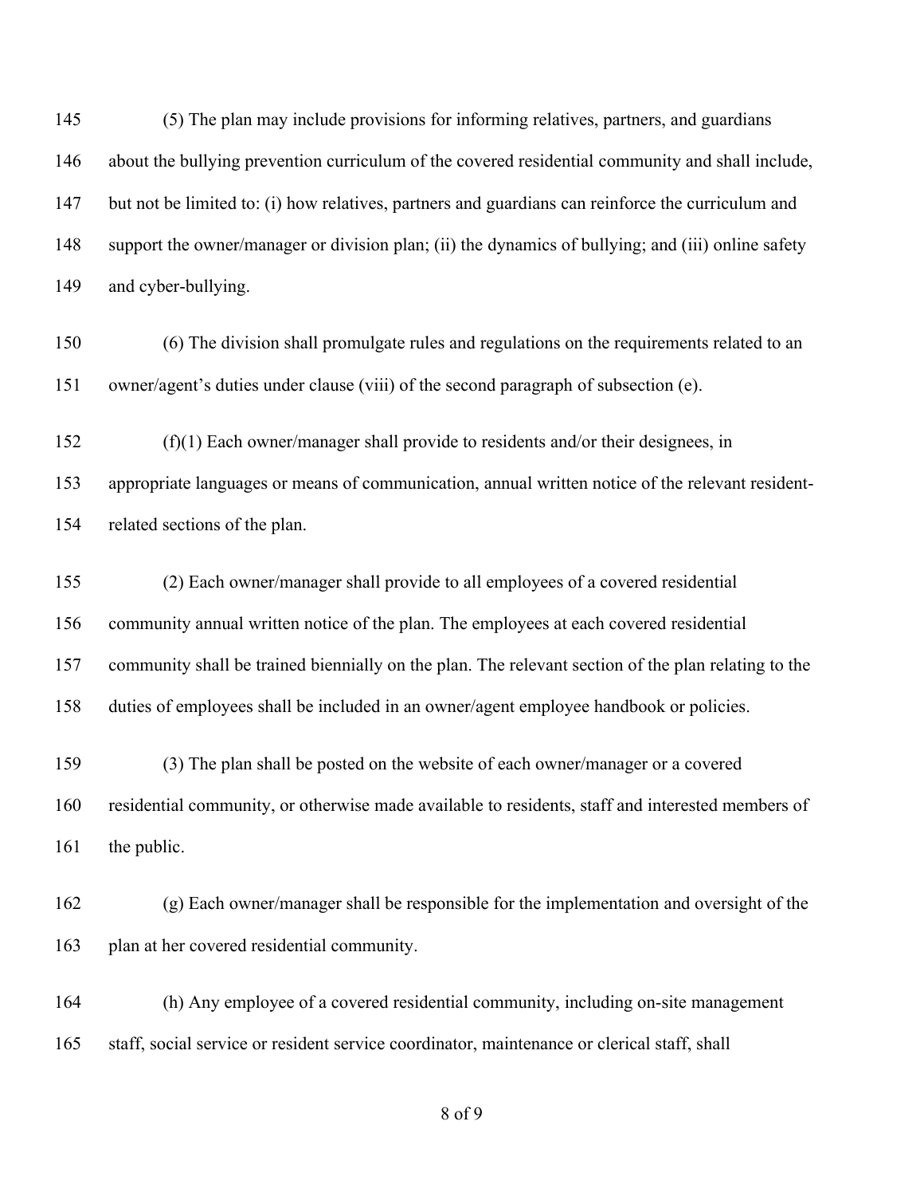(5) The plan may include provisions for informing relatives, partners, and guardians about the bullying prevention curriculum of the covered residential community and shall include, but not be limited to: (i) how relatives, partners and guardians can reinforce the curriculum and support the owner/manager or division plan; (ii) the dynamics of bullying; and (iii) online safety and cyber-bullying.

(6) The division shall promulgate rules and regulations on the requirements related to an owner/agent's duties under clause (viii) of the second paragraph of subsection (e).

(f)(1) Each owner/manager shall provide to residents and/or their designees, in appropriate languages or means of communication, annual written notice of the relevant resident-related sections of the plan.

(2) Each owner/manager shall provide to all employees of a covered residential community annual written notice of the plan. The employees at each covered residential community shall be trained biennially on the plan. The relevant section of the plan relating to the duties of employees shall be included in an owner/agent employee handbook or policies.

(3) The plan shall be posted on the website of each owner/manager or a covered residential community, or otherwise made available to residents, staff and interested members of the public.

(g) Each owner/manager shall be responsible for the implementation and oversight of the plan at her covered residential community.

(h) Any employee of a covered residential community, including on-site management staff, social service or resident service coordinator, maintenance or clerical staff, shall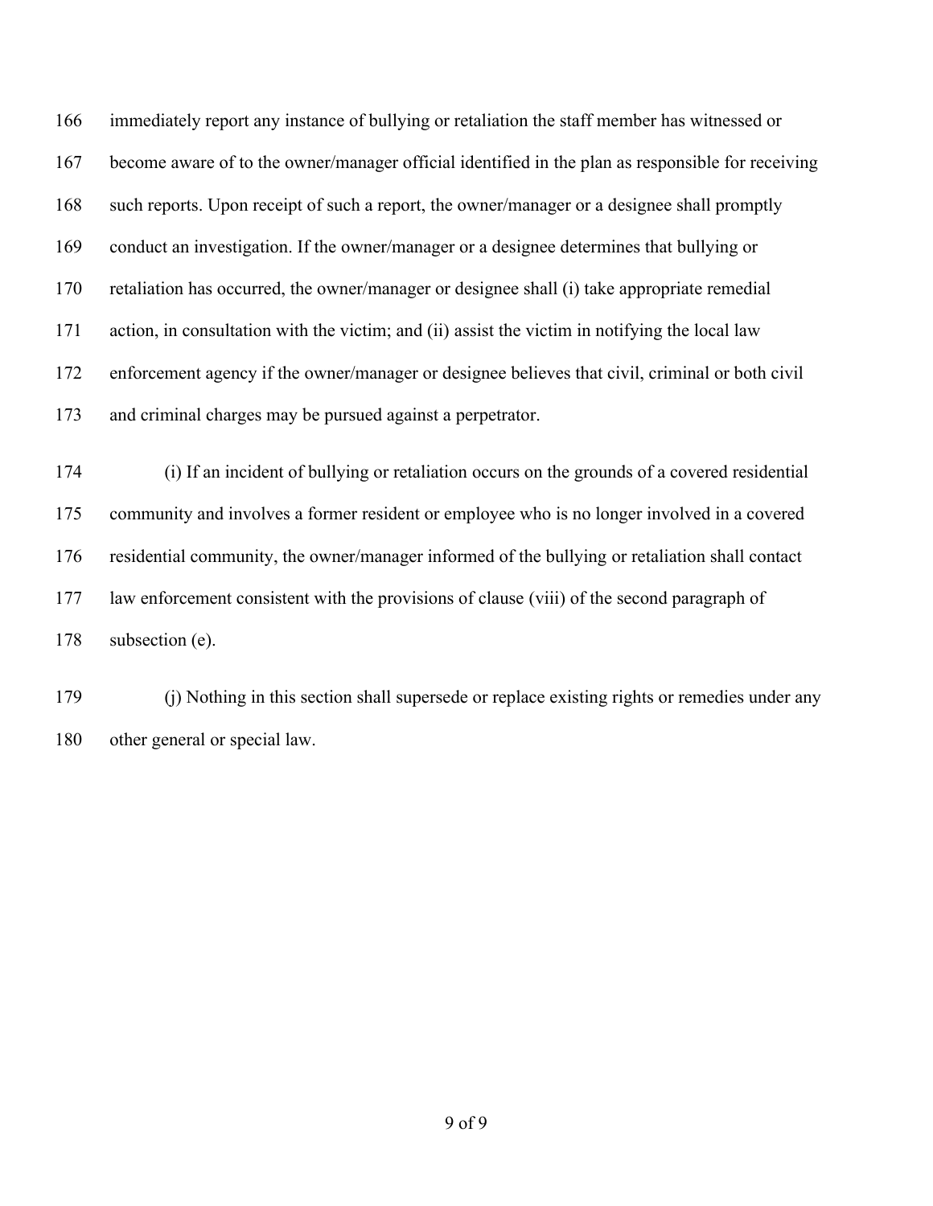immediately report any instance of bullying or retaliation the staff member has witnessed or become aware of to the owner/manager official identified in the plan as responsible for receiving such reports. Upon receipt of such a report, the owner/manager or a designee shall promptly conduct an investigation. If the owner/manager or a designee determines that bullying or retaliation has occurred, the owner/manager or designee shall (i) take appropriate remedial action, in consultation with the victim; and (ii) assist the victim in notifying the local law enforcement agency if the owner/manager or designee believes that civil, criminal or both civil and criminal charges may be pursued against a perpetrator.

(i) If an incident of bullying or retaliation occurs on the grounds of a covered residential community and involves a former resident or employee who is no longer involved in a covered residential community, the owner/manager informed of the bullying or retaliation shall contact law enforcement consistent with the provisions of clause (viii) of the second paragraph of subsection (e).

(j) Nothing in this section shall supersede or replace existing rights or remedies under any other general or special law.